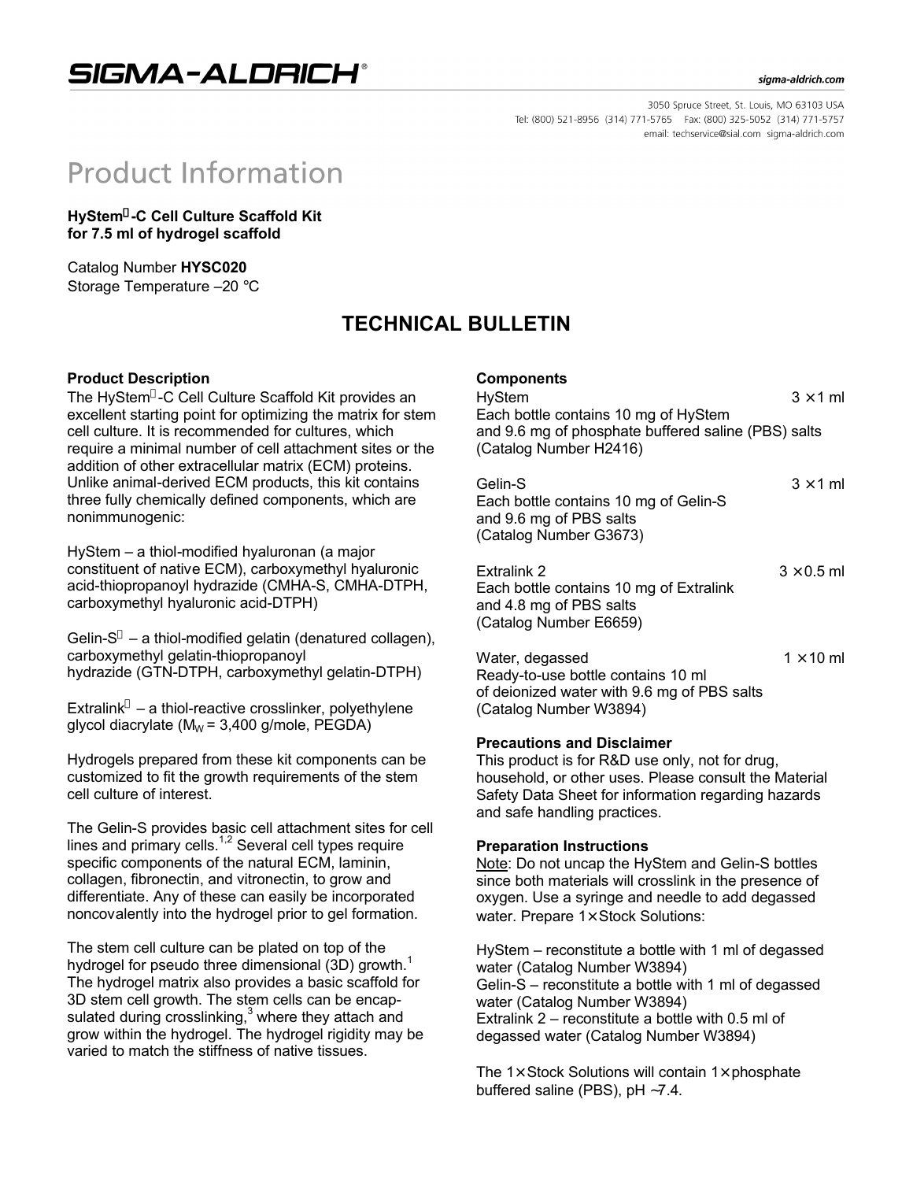# SIGMA-ALDRICH®

sigma-aldrich.com

3050 Spruce Street, St. Louis, MO 63103 USA
Tel: (800) 521-8956 (314) 771-5765 Fax: (800) 325-5052 (314) 771-5757
email: techservice@sial.com sigma-aldrich.com

# Product Information

**HyStem®-C Cell Culture Scaffold Kit**
**for 7.5 ml of hydrogel scaffold**

Catalog Number **HYSC020**
Storage Temperature –20 °C

## TECHNICAL BULLETIN

### Product Description

The HyStem®-C Cell Culture Scaffold Kit provides an excellent starting point for optimizing the matrix for stem cell culture. It is recommended for cultures, which require a minimal number of cell attachment sites or the addition of other extracellular matrix (ECM) proteins. Unlike animal-derived ECM products, this kit contains three fully chemically defined components, which are nonimmunogenic:

HyStem – a thiol-modified hyaluronan (a major constituent of native ECM), carboxymethyl hyaluronic acid-thiopropanoyl hydrazide (CMHA-S, CMHA-DTPH, carboxymethyl hyaluronic acid-DTPH)

Gelin-S® – a thiol-modified gelatin (denatured collagen), carboxymethyl gelatin-thiopropanoyl hydrazide (GTN-DTPH, carboxymethyl gelatin-DTPH)

Extralink® – a thiol-reactive crosslinker, polyethylene glycol diacrylate ($M_W$ = 3,400 g/mole, PEGDA)

Hydrogels prepared from these kit components can be customized to fit the growth requirements of the stem cell culture of interest.

The Gelin-S provides basic cell attachment sites for cell lines and primary cells.[1,2] Several cell types require specific components of the natural ECM, laminin, collagen, fibronectin, and vitronectin, to grow and differentiate. Any of these can easily be incorporated noncovalently into the hydrogel prior to gel formation.

The stem cell culture can be plated on top of the hydrogel for pseudo three dimensional (3D) growth.[1] The hydrogel matrix also provides a basic scaffold for 3D stem cell growth. The stem cells can be encapsulated during crosslinking,[3] where they attach and grow within the hydrogel. The hydrogel rigidity may be varied to match the stiffness of native tissues.

### Components

HyStem 3 × 1 ml
Each bottle contains 10 mg of HyStem and 9.6 mg of phosphate buffered saline (PBS) salts (Catalog Number H2416)

Gelin-S 3 × 1 ml
Each bottle contains 10 mg of Gelin-S and 9.6 mg of PBS salts (Catalog Number G3673)

Extralink 2 3 × 0.5 ml
Each bottle contains 10 mg of Extralink and 4.8 mg of PBS salts (Catalog Number E6659)

Water, degassed 1 × 10 ml
Ready-to-use bottle contains 10 ml of deionized water with 9.6 mg of PBS salts (Catalog Number W3894)

### Precautions and Disclaimer

This product is for R&D use only, not for drug, household, or other uses. Please consult the Material Safety Data Sheet for information regarding hazards and safe handling practices.

### Preparation Instructions

Note: Do not uncap the HyStem and Gelin-S bottles since both materials will crosslink in the presence of oxygen. Use a syringe and needle to add degassed water. Prepare 1× Stock Solutions:

HyStem – reconstitute a bottle with 1 ml of degassed water (Catalog Number W3894)
Gelin-S – reconstitute a bottle with 1 ml of degassed water (Catalog Number W3894)
Extralink 2 – reconstitute a bottle with 0.5 ml of degassed water (Catalog Number W3894)

The 1× Stock Solutions will contain 1× phosphate buffered saline (PBS), pH ~7.4.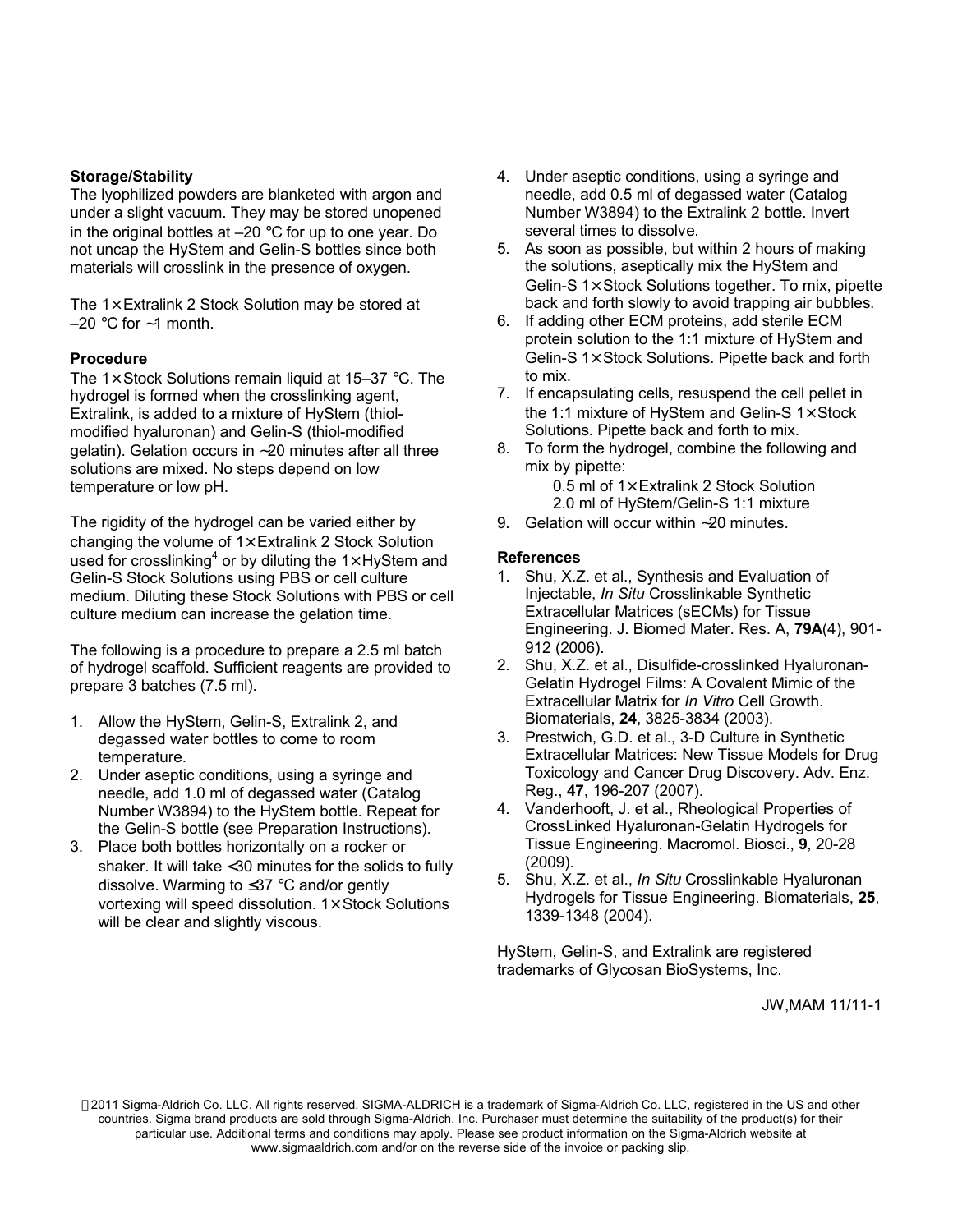**Storage/Stability**

The lyophilized powders are blanketed with argon and under a slight vacuum. They may be stored unopened in the original bottles at –20 °C for up to one year. Do not uncap the HyStem and Gelin-S bottles since both materials will crosslink in the presence of oxygen.

The 1× Extralink 2 Stock Solution may be stored at –20 °C for ~1 month.

**Procedure**

The 1× Stock Solutions remain liquid at 15–37 °C. The hydrogel is formed when the crosslinking agent, Extralink, is added to a mixture of HyStem (thiol-modified hyaluronan) and Gelin-S (thiol-modified gelatin). Gelation occurs in ~20 minutes after all three solutions are mixed. No steps depend on low temperature or low pH.

The rigidity of the hydrogel can be varied either by changing the volume of 1× Extralink 2 Stock Solution used for crosslinking[4] or by diluting the 1× HyStem and Gelin-S Stock Solutions using PBS or cell culture medium. Diluting these Stock Solutions with PBS or cell culture medium can increase the gelation time.

The following is a procedure to prepare a 2.5 ml batch of hydrogel scaffold. Sufficient reagents are provided to prepare 3 batches (7.5 ml).

1. Allow the HyStem, Gelin-S, Extralink 2, and degassed water bottles to come to room temperature.
2. Under aseptic conditions, using a syringe and needle, add 1.0 ml of degassed water (Catalog Number W3894) to the HyStem bottle. Repeat for the Gelin-S bottle (see Preparation Instructions).
3. Place both bottles horizontally on a rocker or shaker. It will take <30 minutes for the solids to fully dissolve. Warming to ≤37 °C and/or gently vortexing will speed dissolution. 1× Stock Solutions will be clear and slightly viscous.
4. Under aseptic conditions, using a syringe and needle, add 0.5 ml of degassed water (Catalog Number W3894) to the Extralink 2 bottle. Invert several times to dissolve.
5. As soon as possible, but within 2 hours of making the solutions, aseptically mix the HyStem and Gelin-S 1× Stock Solutions together. To mix, pipette back and forth slowly to avoid trapping air bubbles.
6. If adding other ECM proteins, add sterile ECM protein solution to the 1:1 mixture of HyStem and Gelin-S 1× Stock Solutions. Pipette back and forth to mix.
7. If encapsulating cells, resuspend the cell pellet in the 1:1 mixture of HyStem and Gelin-S 1× Stock Solutions. Pipette back and forth to mix.
8. To form the hydrogel, combine the following and mix by pipette:
   0.5 ml of 1× Extralink 2 Stock Solution
   2.0 ml of HyStem/Gelin-S 1:1 mixture
9. Gelation will occur within ~20 minutes.

**References**

1. Shu, X.Z. et al., Synthesis and Evaluation of Injectable, *In Situ* Crosslinkable Synthetic Extracellular Matrices (sECMs) for Tissue Engineering. J. Biomed Mater. Res. A, **79A**(4), 901-912 (2006).
2. Shu, X.Z. et al., Disulfide-crosslinked Hyaluronan-Gelatin Hydrogel Films: A Covalent Mimic of the Extracellular Matrix for *In Vitro* Cell Growth. Biomaterials, **24**, 3825-3834 (2003).
3. Prestwich, G.D. et al., 3-D Culture in Synthetic Extracellular Matrices: New Tissue Models for Drug Toxicology and Cancer Drug Discovery. Adv. Enz. Reg., **47**, 196-207 (2007).
4. Vanderhooft, J. et al., Rheological Properties of CrossLinked Hyaluronan-Gelatin Hydrogels for Tissue Engineering. Macromol. Biosci., **9**, 20-28 (2009).
5. Shu, X.Z. et al., *In Situ* Crosslinkable Hyaluronan Hydrogels for Tissue Engineering. Biomaterials, **25**, 1339-1348 (2004).

HyStem, Gelin-S, and Extralink are registered trademarks of Glycosan BioSystems, Inc.

JW,MAM 11/11-1

©2011 Sigma-Aldrich Co. LLC. All rights reserved. SIGMA-ALDRICH is a trademark of Sigma-Aldrich Co. LLC, registered in the US and other countries. Sigma brand products are sold through Sigma-Aldrich, Inc. Purchaser must determine the suitability of the product(s) for their particular use. Additional terms and conditions may apply. Please see product information on the Sigma-Aldrich website at www.sigmaaldrich.com and/or on the reverse side of the invoice or packing slip.